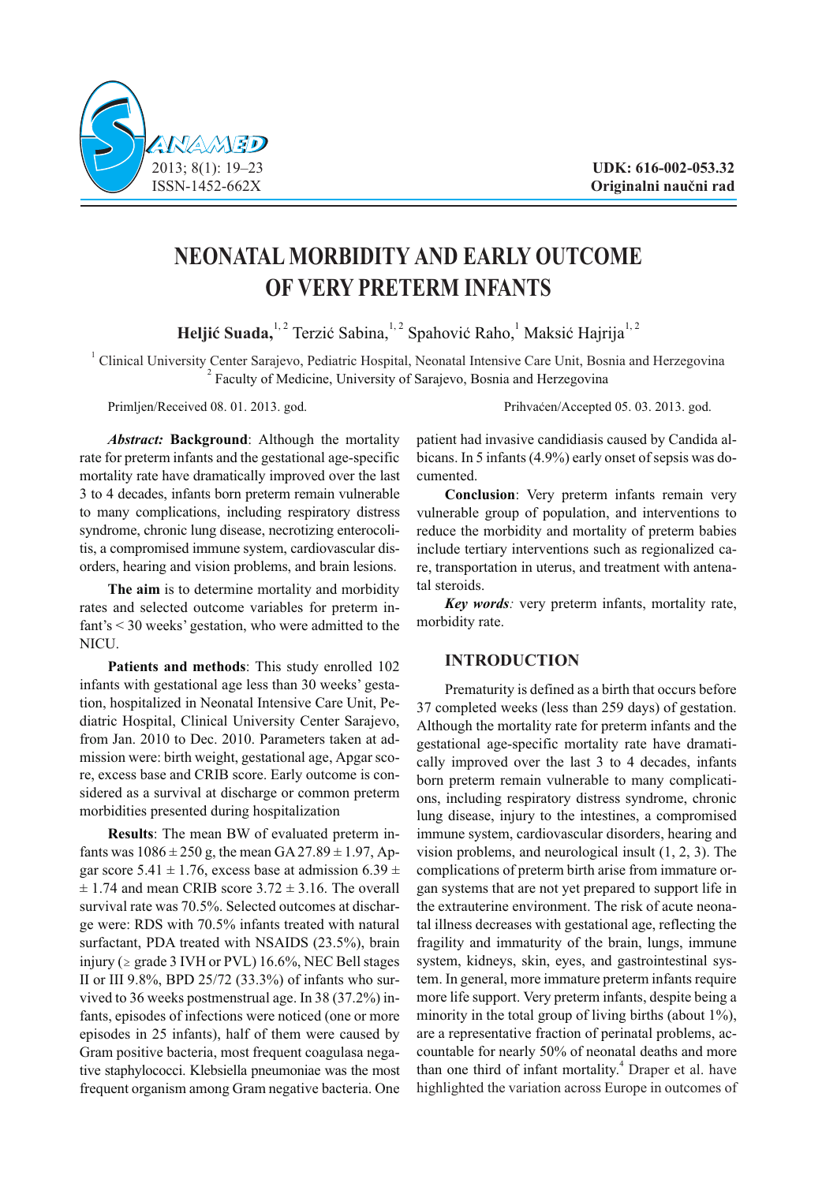UDK: 616-002-053.32
**Originalni naučni rad**

# NEONATAL MORBIDITY AND EARLY OUTCOME OF VERY PRETERM INFANTS

**Heljić Suada,**[1,2] Terzić Sabina,[1,2] Spahović Raho,[1] Maksić Hajrija[1,2]

[1] Clinical University Center Sarajevo, Pediatric Hospital, Neonatal Intensive Care Unit, Bosnia and Herzegovina
[2] Faculty of Medicine, University of Sarajevo, Bosnia and Herzegovina

Primljen/Received 08. 01. 2013. god. Prihvaćen/Accepted 05. 03. 2013. god.

***Abstract:*** **Background**: Although the mortality rate for preterm infants and the gestational age-specific mortality rate have dramatically improved over the last 3 to 4 decades, infants born preterm remain vulnerable to many complications, including respiratory distress syndrome, chronic lung disease, necrotizing enterocolitis, a compromised immune system, cardiovascular disorders, hearing and vision problems, and brain lesions.

**The aim** is to determine mortality and morbidity rates and selected outcome variables for preterm infant's < 30 weeks' gestation, who were admitted to the NICU.

**Patients and methods**: This study enrolled 102 infants with gestational age less than 30 weeks' gestation, hospitalized in Neonatal Intensive Care Unit, Pediatric Hospital, Clinical University Center Sarajevo, from Jan. 2010 to Dec. 2010. Parameters taken at admission were: birth weight, gestational age, Apgar score, excess base and CRIB score. Early outcome is considered as a survival at discharge or common preterm morbidities presented during hospitalization

**Results**: The mean BW of evaluated preterm infants was 1086 ± 250 g, the mean GA 27.89 ± 1.97, Apgar score 5.41 ± 1.76, excess base at admission 6.39 ± ± 1.74 and mean CRIB score 3.72 ± 3.16. The overall survival rate was 70.5%. Selected outcomes at discharge were: RDS with 70.5% infants treated with natural surfactant, PDA treated with NSAIDS (23.5%), brain injury (≥ grade 3 IVH or PVL) 16.6%, NEC Bell stages II or III 9.8%, BPD 25/72 (33.3%) of infants who survived to 36 weeks postmenstrual age. In 38 (37.2%) infants, episodes of infections were noticed (one or more episodes in 25 infants), half of them were caused by Gram positive bacteria, most frequent coagulasa negative staphylococci. Klebsiella pneumoniae was the most frequent organism among Gram negative bacteria. One patient had invasive candidiasis caused by Candida albicans. In 5 infants (4.9%) early onset of sepsis was documented.

**Conclusion**: Very preterm infants remain very vulnerable group of population, and interventions to reduce the morbidity and mortality of preterm babies include tertiary interventions such as regionalized care, transportation in uterus, and treatment with antenatal steroids.

***Key words****:* very preterm infants, mortality rate, morbidity rate.

## INTRODUCTION

Prematurity is defined as a birth that occurs before 37 completed weeks (less than 259 days) of gestation. Although the mortality rate for preterm infants and the gestational age-specific mortality rate have dramatically improved over the last 3 to 4 decades, infants born preterm remain vulnerable to many complications, including respiratory distress syndrome, chronic lung disease, injury to the intestines, a compromised immune system, cardiovascular disorders, hearing and vision problems, and neurological insult (1, 2, 3). The complications of preterm birth arise from immature organ systems that are not yet prepared to support life in the extrauterine environment. The risk of acute neonatal illness decreases with gestational age, reflecting the fragility and immaturity of the brain, lungs, immune system, kidneys, skin, eyes, and gastrointestinal system. In general, more immature preterm infants require more life support. Very preterm infants, despite being a minority in the total group of living births (about 1%), are a representative fraction of perinatal problems, accountable for nearly 50% of neonatal deaths and more than one third of infant mortality.[4] Draper et al. have highlighted the variation across Europe in outcomes of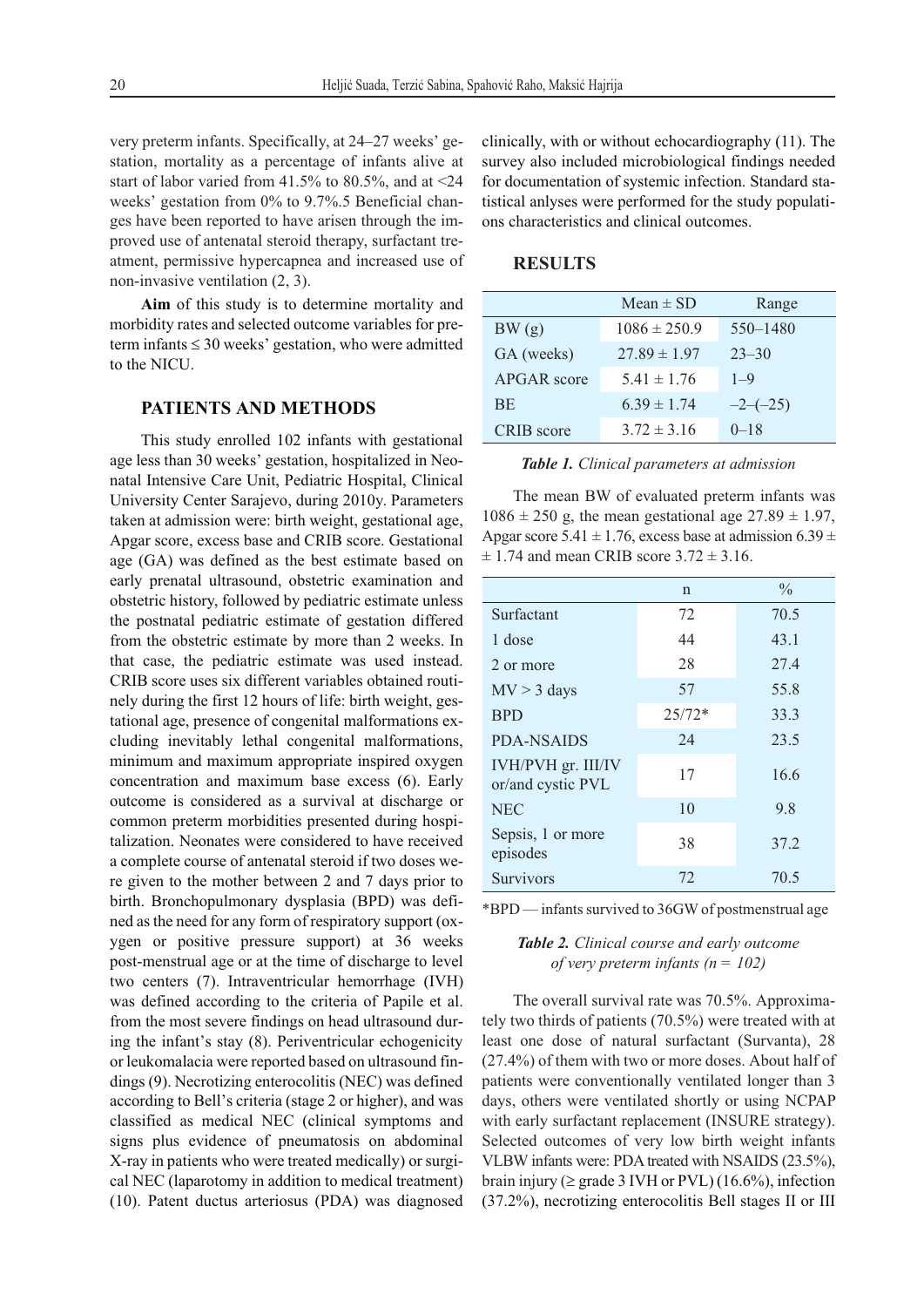very preterm infants. Specifically, at 24–27 weeks' gestation, mortality as a percentage of infants alive at start of labor varied from 41.5% to 80.5%, and at <24 weeks' gestation from 0% to 9.7%.5 Beneficial changes have been reported to have arisen through the improved use of antenatal steroid therapy, surfactant treatment, permissive hypercapnea and increased use of non-invasive ventilation (2, 3).

**Aim** of this study is to determine mortality and morbidity rates and selected outcome variables for preterm infants ≤ 30 weeks' gestation, who were admitted to the NICU.

## PATIENTS AND METHODS

This study enrolled 102 infants with gestational age less than 30 weeks' gestation, hospitalized in Neonatal Intensive Care Unit, Pediatric Hospital, Clinical University Center Sarajevo, during 2010y. Parameters taken at admission were: birth weight, gestational age, Apgar score, excess base and CRIB score. Gestational age (GA) was defined as the best estimate based on early prenatal ultrasound, obstetric examination and obstetric history, followed by pediatric estimate unless the postnatal pediatric estimate of gestation differed from the obstetric estimate by more than 2 weeks. In that case, the pediatric estimate was used instead. CRIB score uses six different variables obtained routinely during the first 12 hours of life: birth weight, gestational age, presence of congenital malformations excluding inevitably lethal congenital malformations, minimum and maximum appropriate inspired oxygen concentration and maximum base excess (6). Early outcome is considered as a survival at discharge or common preterm morbidities presented during hospitalization. Neonates were considered to have received a complete course of antenatal steroid if two doses were given to the mother between 2 and 7 days prior to birth. Bronchopulmonary dysplasia (BPD) was defined as the need for any form of respiratory support (oxygen or positive pressure support) at 36 weeks post-menstrual age or at the time of discharge to level two centers (7). Intraventricular hemorrhage (IVH) was defined according to the criteria of Papile et al. from the most severe findings on head ultrasound during the infant's stay (8). Periventricular echogenicity or leukomalacia were reported based on ultrasound findings (9). Necrotizing enterocolitis (NEC) was defined according to Bell's criteria (stage 2 or higher), and was classified as medical NEC (clinical symptoms and signs plus evidence of pneumatosis on abdominal X-ray in patients who were treated medically) or surgical NEC (laparotomy in addition to medical treatment) (10). Patent ductus arteriosus (PDA) was diagnosed clinically, with or without echocardiography (11). The survey also included microbiological findings needed for documentation of systemic infection. Standard statistical anlyses were performed for the study populations characteristics and clinical outcomes.

## RESULTS

| | Mean ± SD | Range |
|---|---|---|
| BW (g) | 1086 ± 250.9 | 550–1480 |
| GA (weeks) | 27.89 ± 1.97 | 23–30 |
| APGAR score | 5.41 ± 1.76 | 1–9 |
| BE | 6.39 ± 1.74 | –2–(–25) |
| CRIB score | 3.72 ± 3.16 | 0–18 |

***Table 1.*** *Clinical parameters at admission*

The mean BW of evaluated preterm infants was 1086 ± 250 g, the mean gestational age 27.89 ± 1.97, Apgar score 5.41 ± 1.76, excess base at admission 6.39 ± ± 1.74 and mean CRIB score 3.72 ± 3.16.

| | n | % |
|---|---|---|
| Surfactant | 72 | 70.5 |
| 1 dose | 44 | 43.1 |
| 2 or more | 28 | 27.4 |
| MV > 3 days | 57 | 55.8 |
| BPD | 25/72* | 33.3 |
| PDA-NSAIDS | 24 | 23.5 |
| IVH/PVH gr. III/IV or/and cystic PVL | 17 | 16.6 |
| NEC | 10 | 9.8 |
| Sepsis, 1 or more episodes | 38 | 37.2 |
| Survivors | 72 | 70.5 |

*BPD — infants survived to 36GW of postmenstrual age

***Table 2.*** *Clinical course and early outcome of very preterm infants (n = 102)*

The overall survival rate was 70.5%. Approximately two thirds of patients (70.5%) were treated with at least one dose of natural surfactant (Survanta), 28 (27.4%) of them with two or more doses. About half of patients were conventionally ventilated longer than 3 days, others were ventilated shortly or using NCPAP with early surfactant replacement (INSURE strategy). Selected outcomes of very low birth weight infants VLBW infants were: PDA treated with NSAIDS (23.5%), brain injury (≥ grade 3 IVH or PVL) (16.6%), infection (37.2%), necrotizing enterocolitis Bell stages II or III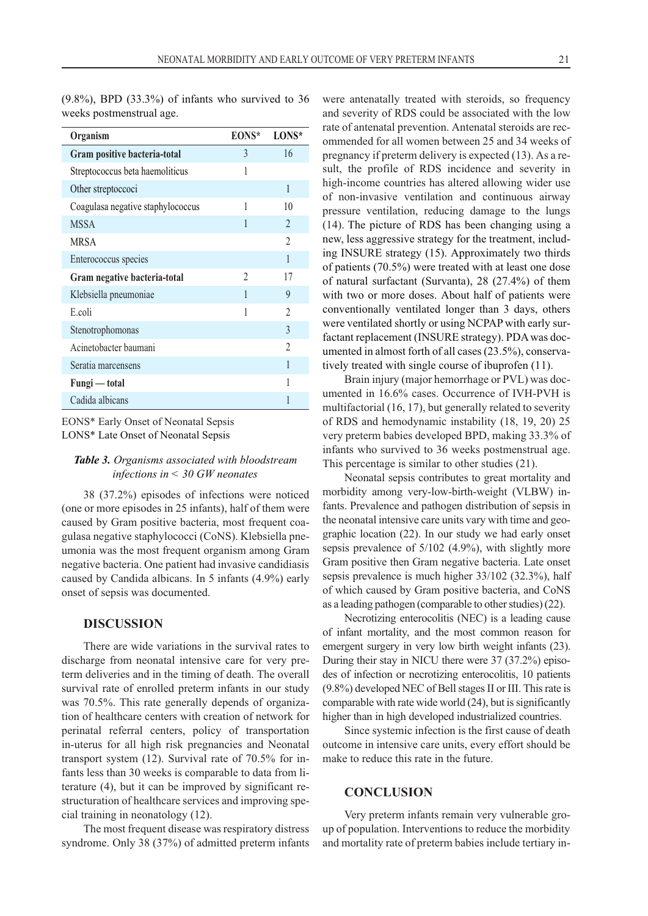(9.8%), BPD (33.3%) of infants who survived to 36 weeks postmenstrual age.

| Organism | EONS* | LONS* |
|---|---|---|
| **Gram positive bacteria-total** | 3 | 16 |
| Streptococcus beta haemoliticus | 1 | |
| Other streptoccoci | | 1 |
| Coagulasa negative staphylococcus | 1 | 10 |
| MSSA | 1 | 2 |
| MRSA | | 2 |
| Enterococcus species | | 1 |
| **Gram negative bacteria-total** | 2 | 17 |
| Klebsiella pneumoniae | 1 | 9 |
| E.coli | 1 | 2 |
| Stenotrophomonas | | 3 |
| Acinetobacter baumani | | 2 |
| Seratia marcensens | | 1 |
| **Fungi — total** | | 1 |
| Cadida albicans | | 1 |

EONS* Early Onset of Neonatal Sepsis
LONS* Late Onset of Neonatal Sepsis

***Table 3.*** *Organisms associated with bloodstream infections in < 30 GW neonates*

38 (37.2%) episodes of infections were noticed (one or more episodes in 25 infants), half of them were caused by Gram positive bacteria, most frequent coagulasa negative staphylococci (CoNS). Klebsiella pneumonia was the most frequent organism among Gram negative bacteria. One patient had invasive candidiasis caused by Candida albicans. In 5 infants (4.9%) early onset of sepsis was documented.

## DISCUSSION

There are wide variations in the survival rates to discharge from neonatal intensive care for very preterm deliveries and in the timing of death. The overall survival rate of enrolled preterm infants in our study was 70.5%. This rate generally depends of organization of healthcare centers with creation of network for perinatal referral centers, policy of transportation in-uterus for all high risk pregnancies and Neonatal transport system (12). Survival rate of 70.5% for infants less than 30 weeks is comparable to data from literature (4), but it can be improved by significant restructuration of healthcare services and improving special training in neonatology (12).

The most frequent disease was respiratory distress syndrome. Only 38 (37%) of admitted preterm infants were antenatally treated with steroids, so frequency and severity of RDS could be associated with the low rate of antenatal prevention. Antenatal steroids are recommended for all women between 25 and 34 weeks of pregnancy if preterm delivery is expected (13). As a result, the profile of RDS incidence and severity in high-income countries has altered allowing wider use of non-invasive ventilation and continuous airway pressure ventilation, reducing damage to the lungs (14). The picture of RDS has been changing using a new, less aggressive strategy for the treatment, including INSURE strategy (15). Approximately two thirds of patients (70.5%) were treated with at least one dose of natural surfactant (Survanta), 28 (27.4%) of them with two or more doses. About half of patients were conventionally ventilated longer than 3 days, others were ventilated shortly or using NCPAP with early surfactant replacement (INSURE strategy). PDA was documented in almost forth of all cases (23.5%), conservatively treated with single course of ibuprofen (11).

Brain injury (major hemorrhage or PVL) was documented in 16.6% cases. Occurrence of IVH-PVH is multifactorial (16, 17), but generally related to severity of RDS and hemodynamic instability (18, 19, 20) 25 very preterm babies developed BPD, making 33.3% of infants who survived to 36 weeks postmenstrual age. This percentage is similar to other studies (21).

Neonatal sepsis contributes to great mortality and morbidity among very-low-birth-weight (VLBW) infants. Prevalence and pathogen distribution of sepsis in the neonatal intensive care units vary with time and geographic location (22). In our study we had early onset sepsis prevalence of 5/102 (4.9%), with slightly more Gram positive then Gram negative bacteria. Late onset sepsis prevalence is much higher 33/102 (32.3%), half of which caused by Gram positive bacteria, and CoNS as a leading pathogen (comparable to other studies) (22).

Necrotizing enterocolitis (NEC) is a leading cause of infant mortality, and the most common reason for emergent surgery in very low birth weight infants (23). During their stay in NICU there were 37 (37.2%) episodes of infection or necrotizing enterocolitis, 10 patients (9.8%) developed NEC of Bell stages II or III. This rate is comparable with rate wide world (24), but is significantly higher than in high developed industrialized countries.

Since systemic infection is the first cause of death outcome in intensive care units, every effort should be make to reduce this rate in the future.

## CONCLUSION

Very preterm infants remain very vulnerable group of population. Interventions to reduce the morbidity and mortality rate of preterm babies include tertiary in-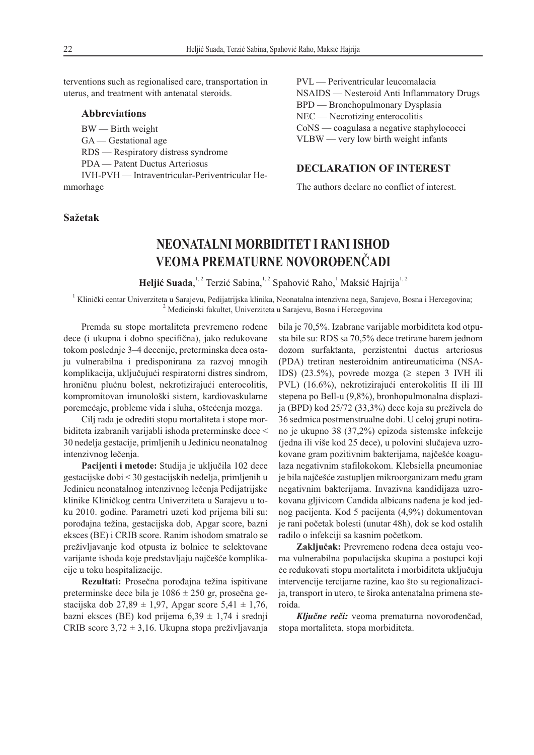terventions such as regionalised care, transportation in uterus, and treatment with antenatal steroids.

### Abbreviations

BW — Birth weight
GA — Gestational age
RDS — Respiratory distress syndrome
PDA — Patent Ductus Arteriosus
IVH-PVH — Intraventricular-Periventricular Hemmorhage
PVL — Periventricular leucomalacia
NSAIDS — Nesteroid Anti Inflammatory Drugs
BPD — Bronchopulmonary Dysplasia
NEC — Necrotizing enterocolitis
CoNS — coagulasa a negative staphylococci
VLBW — very low birth weight infants

## DECLARATION OF INTEREST

The authors declare no conflict of interest.

**Sažetak**

# NEONATALNI MORBIDITET I RANI ISHOD VEOMA PREMATURNE NOVOROĐENČADI

**Heljić Suada**,[1,2] Terzić Sabina,[1,2] Spahović Raho,[1] Maksić Hajrija[1,2]

[1] Klinički centar Univerziteta u Sarajevu, Pedijatrijska klinika, Neonatalna intenzivna nega, Sarajevo, Bosna i Hercegovina;
[2] Medicinski fakultet, Univerziteta u Sarajevu, Bosna i Hercegovina

Premda su stope mortaliteta prevremeno rođene dece (i ukupna i dobno specifična), jako redukovane tokom poslednje 3–4 decenije, preterminska deca ostaju vulnerabilna i predisponirana za razvoj mnogih komplikacija, uključujući respiratorni distres sindrom, hroničnu plućnu bolest, nekrotizirajući enterocolitis, kompromitovan imunološki sistem, kardiovaskularne poremećaje, probleme vida i sluha, oštećenja mozga.

Cilj rada je odrediti stopu mortaliteta i stope morbiditeta izabranih varijabli ishoda preterminske dece < 30 nedelja gestacije, primljenih u Jedinicu neonatalnog intenzivnog lečenja.

**Pacijenti i metode:** Studija je uključila 102 dece gestacijske dobi < 30 gestacijskih nedelja, primljenih u Jedinicu neonatalnog intenzivnog lečenja Pedijatrijske klinike Kliničkog centra Univerziteta u Sarajevu u toku 2010. godine. Parametri uzeti kod prijema bili su: porođajna težina, gestacijska dob, Apgar score, bazni eksces (BE) i CRIB score. Ranim ishodom smatralo se preživljavanje kod otpusta iz bolnice te selektovane varijante ishoda koje predstavljaju najčešće komplikacije u toku hospitalizacije.

**Rezultati:** Prosečna porođajna težina ispitivane preterminske dece bila je 1086 ± 250 gr, prosečna gestacijska dob 27,89 ± 1,97, Apgar score 5,41 ± 1,76, bazni eksces (BE) kod prijema 6,39 ± 1,74 i srednji CRIB score 3,72 ± 3,16. Ukupna stopa preživljavanja bila je 70,5%. Izabrane varijable morbiditeta kod otpusta bile su: RDS sa 70,5% dece tretirane barem jednom dozom surfaktanta, perzistentni ductus arteriosus (PDA) tretiran nesteroidnim antireumaticima (NSAIDS) (23.5%), povrede mozga (≥ stepen 3 IVH ili PVL) (16.6%), nekrotizirajući enterokolitis II ili III stepena po Bell-u (9,8%), bronhopulmonalna displazija (BPD) kod 25/72 (33,3%) dece koja su preživela do 36 sedmica postmenstrualne dobi. U celoj grupi notirano je ukupno 38 (37,2%) epizoda sistemske infekcije (jedna ili više kod 25 dece), u polovini slučajeva uzrokovane gram pozitivnim bakterijama, najčešće koagulaza negativnim stafilokokom. Klebsiella pneumoniae je bila najčešće zastupljen mikroorganizam među gram negativnim bakterijama. Invazivna kandidijaza uzrokovana gljivicom Candida albicans nađena je kod jednog pacijenta. Kod 5 pacijenta (4,9%) dokumentovan je rani početak bolesti (unutar 48h), dok se kod ostalih radilo o infekciji sa kasnim početkom.

**Zaključak:** Prevremeno rođena deca ostaju veoma vulnerabilna populacijska skupina a postupci koji će redukovati stopu mortaliteta i morbiditeta uključuju intervencije tercijarne razine, kao što su regionalizacija, transport in utero, te široka antenatalna primena steroida.

***Ključne reči:*** veoma prematurna novorođenčad, stopa mortaliteta, stopa morbiditeta.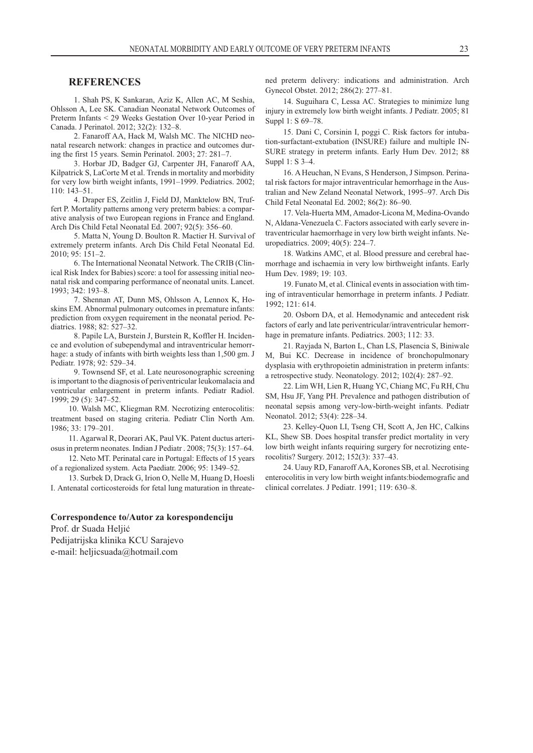## REFERENCES

1. Shah PS, K Sankaran, Aziz K, Allen AC, M Seshia, Ohlsson A, Lee SK. Canadian Neonatal Network Outcomes of Preterm Infants < 29 Weeks Gestation Over 10-year Period in Canada. J Perinatol. 2012; 32(2): 132–8.

2. Fanaroff AA, Hack M, Walsh MC. The NICHD neonatal research network: changes in practice and outcomes during the first 15 years. Semin Perinatol. 2003; 27: 281–7.

3. Horbar JD, Badger GJ, Carpenter JH, Fanaroff AA, Kilpatrick S, LaCorte M et al. Trends in mortality and morbidity for very low birth weight infants, 1991–1999. Pediatrics. 2002; 110: 143–51.

4. Draper ES, Zeitlin J, Field DJ, Manktelow BN, Truffert P. Mortality patterns among very preterm babies: a comparative analysis of two European regions in France and England. Arch Dis Child Fetal Neonatal Ed. 2007; 92(5): 356–60.

5. Matta N, Young D. Boulton R. Mactier H. Survival of extremely preterm infants. Arch Dis Child Fetal Neonatal Ed. 2010; 95: 151–2.

6. The International Neonatal Network. The CRIB (Clinical Risk Index for Babies) score: a tool for assessing initial neonatal risk and comparing performance of neonatal units. Lancet. 1993; 342: 193–8.

7. Shennan AT, Dunn MS, Ohlsson A, Lennox K, Hoskins EM. Abnormal pulmonary outcomes in premature infants: prediction from oxygen requirement in the neonatal period. Pediatrics. 1988; 82: 527–32.

8. Papile LA, Burstein J, Burstein R, Koffler H. Incidence and evolution of subependymal and intraventricular hemorrhage: a study of infants with birth weights less than 1,500 gm. J Pediatr. 1978; 92: 529–34.

9. Townsend SF, et al. Late neurosonographic screening is important to the diagnosis of periventricular leukomalacia and ventricular enlargement in preterm infants. Pediatr Radiol. 1999; 29 (5): 347–52.

10. Walsh MC, Kliegman RM. Necrotizing enterocolitis: treatment based on staging criteria. Pediatr Clin North Am. 1986; 33: 179–201.

11. Agarwal R, Deorari AK, Paul VK. Patent ductus arteriosus in preterm neonates. Indian J Pediatr . 2008; 75(3): 157–64.

12. Neto MT. Perinatal care in Portugal: Effects of 15 years of a regionalized system. Acta Paediatr. 2006; 95: 1349–52.

13. Surbek D, Drack G, Irion O, Nelle M, Huang D, Hoesli I. Antenatal corticosteroids for fetal lung maturation in threatened preterm delivery: indications and administration. Arch Gynecol Obstet. 2012; 286(2): 277–81.

14. Suguihara C, Lessa AC. Strategies to minimize lung injury in extremely low birth weight infants. J Pediatr. 2005; 81 Suppl 1: S 69–78.

15. Dani C, Corsinin I, poggi C. Risk factors for intubation-surfactant-extubation (INSURE) failure and multiple INSURE strategy in preterm infants. Early Hum Dev. 2012; 88 Suppl 1: S 3–4.

16. A Heuchan, N Evans, S Henderson, J Simpson. Perinatal risk factors for major intraventricular hemorrhage in the Australian and New Zeland Neonatal Network, 1995–97. Arch Dis Child Fetal Neonatal Ed. 2002; 86(2): 86–90.

17. Vela-Huerta MM, Amador-Licona M, Medina-Ovando N, Aldana-Venezuela C. Factors associated with early severe intraventricular haemorrhage in very low birth weight infants. Neuropediatrics. 2009; 40(5): 224–7.

18. Watkins AMC, et al. Blood pressure and cerebral haemorrhage and ischaemia in very low birthweight infants. Early Hum Dev. 1989; 19: 103.

19. Funato M, et al. Clinical events in association with timing of intraventicular hemorrhage in preterm infants. J Pediatr. 1992; 121: 614.

20. Osborn DA, et al. Hemodynamic and antecedent risk factors of early and late periventricular/intraventricular hemorrhage in premature infants. Pediatrics. 2003; 112: 33.

21. Rayjada N, Barton L, Chan LS, Plasencia S, Biniwale M, Bui KC. Decrease in incidence of bronchopulmonary dysplasia with erythropoietin administration in preterm infants: a retrospective study. Neonatology. 2012; 102(4): 287–92.

22. Lim WH, Lien R, Huang YC, Chiang MC, Fu RH, Chu SM, Hsu JF, Yang PH. Prevalence and pathogen distribution of neonatal sepsis among very-low-birth-weight infants. Pediatr Neonatol. 2012; 53(4): 228–34.

23. Kelley-Quon LI, Tseng CH, Scott A, Jen HC, Calkins KL, Shew SB. Does hospital transfer predict mortality in very low birth weight infants requiring surgery for necrotizing enterocolitis? Surgery. 2012; 152(3): 337–43.

24. Uauy RD, Fanaroff AA, Korones SB, et al. Necrotising enterocolitis in very low birth weight infants:biodemografic and clinical correlates. J Pediatr. 1991; 119: 630–8.

**Correspondence to/Autor za korespondenciju**

Prof. dr Suada Heljić
Pedijatrijska klinika KCU Sarajevo
e-mail: heljicsuada@hotmail.com